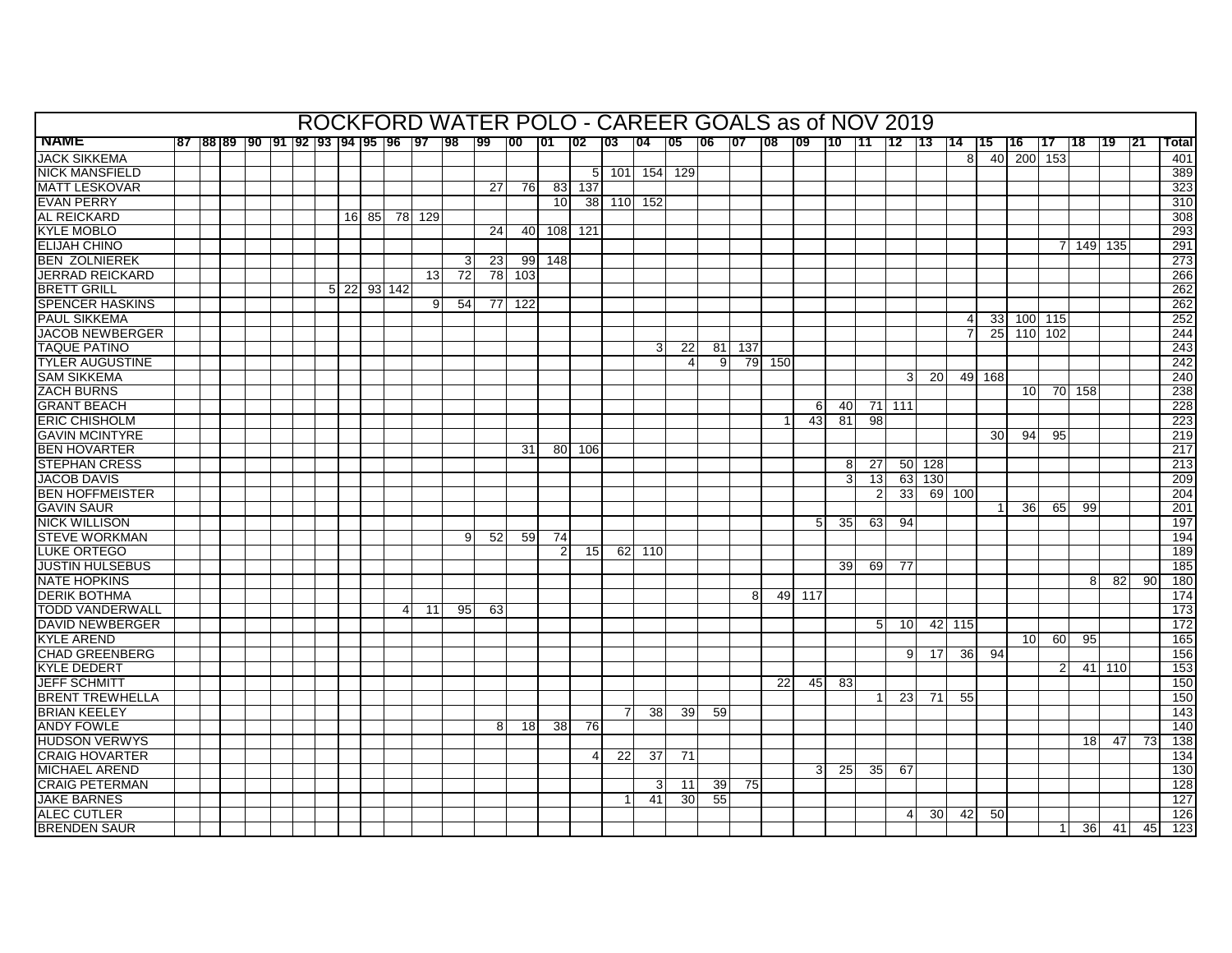# ROCKFORD WATER POLO - CAREER GOALS as of NOV 2019

| NAME | 87 | 88 | 89 | 90 | 91 | 92 | 93 | 94 | 95 | 96 | 97 | 98 | 99 | 00 | 01 | 02 | 03 | 04 | 05 | 06 | 07 | 08 | 09 | 10 | 11 | 12 | 13 | 14 | 15 | 16 | 17 | 18 | 19 | 21 | Total |
|---|---|---|---|---|---|---|---|---|---|---|---|---|---|---|---|---|---|---|---|---|---|---|---|---|---|---|---|---|---|---|---|---|---|---|---|
| JACK SIKKEMA | | | | | | | | | | | | | | | | | | | | | | | | | | | | 8 | 40 | 200 | 153 | | | | 401 |
| NICK MANSFIELD | | | | | | | | | | | | | | | | 5 | 101 | 154 | 129 | | | | | | | | | | | | | | | | 389 |
| MATT LESKOVAR | | | | | | | | | | | | | 27 | 76 | 83 | 137 | | | | | | | | | | | | | | | | | | | 323 |
| EVAN PERRY | | | | | | | | | | | | | | | 10 | 38 | 110 | 152 | | | | | | | | | | | | | | | | | 310 |
| AL REICKARD | | | | | | | | 16 | 85 | 78 | 129 | | | | | | | | | | | | | | | | | | | | | | | | 308 |
| KYLE MOBLO | | | | | | | | | | | | | 24 | 40 | 108 | 121 | | | | | | | | | | | | | | | | | | | 293 |
| ELIJAH CHINO | | | | | | | | | | | | | | | | | | | | | | | | | | | | | | | 7 | 149 | 135 | | 291 |
| BEN ZOLNIEREK | | | | | | | | | | | | 3 | 23 | 99 | 148 | | | | | | | | | | | | | | | | | | | | 273 |
| JERRAD REICKARD | | | | | | | | | | | 13 | 72 | 78 | 103 | | | | | | | | | | | | | | | | | | | | | 266 |
| BRETT GRILL | | | | | | | 5 | 22 | 93 | 142 | | | | | | | | | | | | | | | | | | | | | | | | | 262 |
| SPENCER HASKINS | | | | | | | | | | | 9 | 54 | 77 | 122 | | | | | | | | | | | | | | | | | | | | | 262 |
| PAUL SIKKEMA | | | | | | | | | | | | | | | | | | | | | | | | | | | | 4 | 33 | 100 | 115 | | | | 252 |
| JACOB NEWBERGER | | | | | | | | | | | | | | | | | | | | | | | | | | | | 7 | 25 | 110 | 102 | | | | 244 |
| TAQUE PATINO | | | | | | | | | | | | | | | | | | 3 | 22 | 81 | 137 | | | | | | | | | | | | | | 243 |
| TYLER AUGUSTINE | | | | | | | | | | | | | | | | | | | 4 | 9 | 79 | 150 | | | | | | | | | | | | | 242 |
| SAM SIKKEMA | | | | | | | | | | | | | | | | | | | | | | | | | | 3 | 20 | 49 | 168 | | | | | | 240 |
| ZACH BURNS | | | | | | | | | | | | | | | | | | | | | | | | | | | | | | 10 | 70 | 158 | | | 238 |
| GRANT BEACH | | | | | | | | | | | | | | | | | | | | | | | 6 | 40 | 71 | 111 | | | | | | | | | 228 |
| ERIC CHISHOLM | | | | | | | | | | | | | | | | | | | | | | 1 | 43 | 81 | 98 | | | | | | | | | | 223 |
| GAVIN MCINTYRE | | | | | | | | | | | | | | | | | | | | | | | | | | | | | 30 | 94 | 95 | | | | 219 |
| BEN HOVARTER | | | | | | | | | | | | | | 31 | 80 | 106 | | | | | | | | | | | | | | | | | | | 217 |
| STEPHAN CRESS | | | | | | | | | | | | | | | | | | | | | | | | 8 | 27 | 50 | 128 | | | | | | | | 213 |
| JACOB DAVIS | | | | | | | | | | | | | | | | | | | | | | | | 3 | 13 | 63 | 130 | | | | | | | | 209 |
| BEN HOFFMEISTER | | | | | | | | | | | | | | | | | | | | | | | | | 2 | 33 | 69 | 100 | | | | | | | 204 |
| GAVIN SAUR | | | | | | | | | | | | | | | | | | | | | | | | | | | | | 1 | 36 | 65 | 99 | | | 201 |
| NICK WILLISON | | | | | | | | | | | | | | | | | | | | | | | 5 | 35 | 63 | 94 | | | | | | | | | 197 |
| STEVE WORKMAN | | | | | | | | | | | | 9 | 52 | 59 | 74 | | | | | | | | | | | | | | | | | | | | 194 |
| LUKE ORTEGO | | | | | | | | | | | | | | | 2 | 15 | 62 | 110 | | | | | | | | | | | | | | | | | 189 |
| JUSTIN HULSEBUS | | | | | | | | | | | | | | | | | | | | | | | | 39 | 69 | 77 | | | | | | | | | 185 |
| NATE HOPKINS | | | | | | | | | | | | | | | | | | | | | | | | | | | | | | | | 8 | 82 | 90 | 180 |
| DERIK BOTHMA | | | | | | | | | | | | | | | | | | | | | 8 | 49 | 117 | | | | | | | | | | | | 174 |
| TODD VANDERWALL | | | | | | | | | | 4 | 11 | 95 | 63 | | | | | | | | | | | | | | | | | | | | | | 173 |
| DAVID NEWBERGER | | | | | | | | | | | | | | | | | | | | | | | | | 5 | 10 | 42 | 115 | | | | | | | 172 |
| KYLE AREND | | | | | | | | | | | | | | | | | | | | | | | | | | | | | | 10 | 60 | 95 | | | 165 |
| CHAD GREENBERG | | | | | | | | | | | | | | | | | | | | | | | | | | 9 | 17 | 36 | 94 | | | | | | 156 |
| KYLE DEDERT | | | | | | | | | | | | | | | | | | | | | | | | | | | | | | | 2 | 41 | 110 | | 153 |
| JEFF SCHMITT | | | | | | | | | | | | | | | | | | | | | | 22 | 45 | 83 | | | | | | | | | | | 150 |
| BRENT TREWHELLA | | | | | | | | | | | | | | | | | | | | | | | | | 1 | 23 | 71 | 55 | | | | | | | 150 |
| BRIAN KEELEY | | | | | | | | | | | | | | | | | 7 | 38 | 39 | 59 | | | | | | | | | | | | | | | 143 |
| ANDY FOWLE | | | | | | | | | | | | | 8 | 18 | 38 | 76 | | | | | | | | | | | | | | | | | | | 140 |
| HUDSON VERWYS | | | | | | | | | | | | | | | | | | | | | | | | | | | | | | | | 18 | 47 | 73 | 138 |
| CRAIG HOVARTER | | | | | | | | | | | | | | | | 4 | 22 | 37 | 71 | | | | | | | | | | | | | | | | 134 |
| MICHAEL AREND | | | | | | | | | | | | | | | | | | | | | | | 3 | 25 | 35 | 67 | | | | | | | | | 130 |
| CRAIG PETERMAN | | | | | | | | | | | | | | | | | | 3 | 11 | 39 | 75 | | | | | | | | | | | | | | 128 |
| JAKE BARNES | | | | | | | | | | | | | | | | | 1 | 41 | 30 | 55 | | | | | | | | | | | | | | | 127 |
| ALEC CUTLER | | | | | | | | | | | | | | | | | | | | | | | | | | 4 | 30 | 42 | 50 | | | | | | 126 |
| BRENDEN SAUR | | | | | | | | | | | | | | | | | | | | | | | | | | | | | | | 1 | 36 | 41 | 45 | 123 |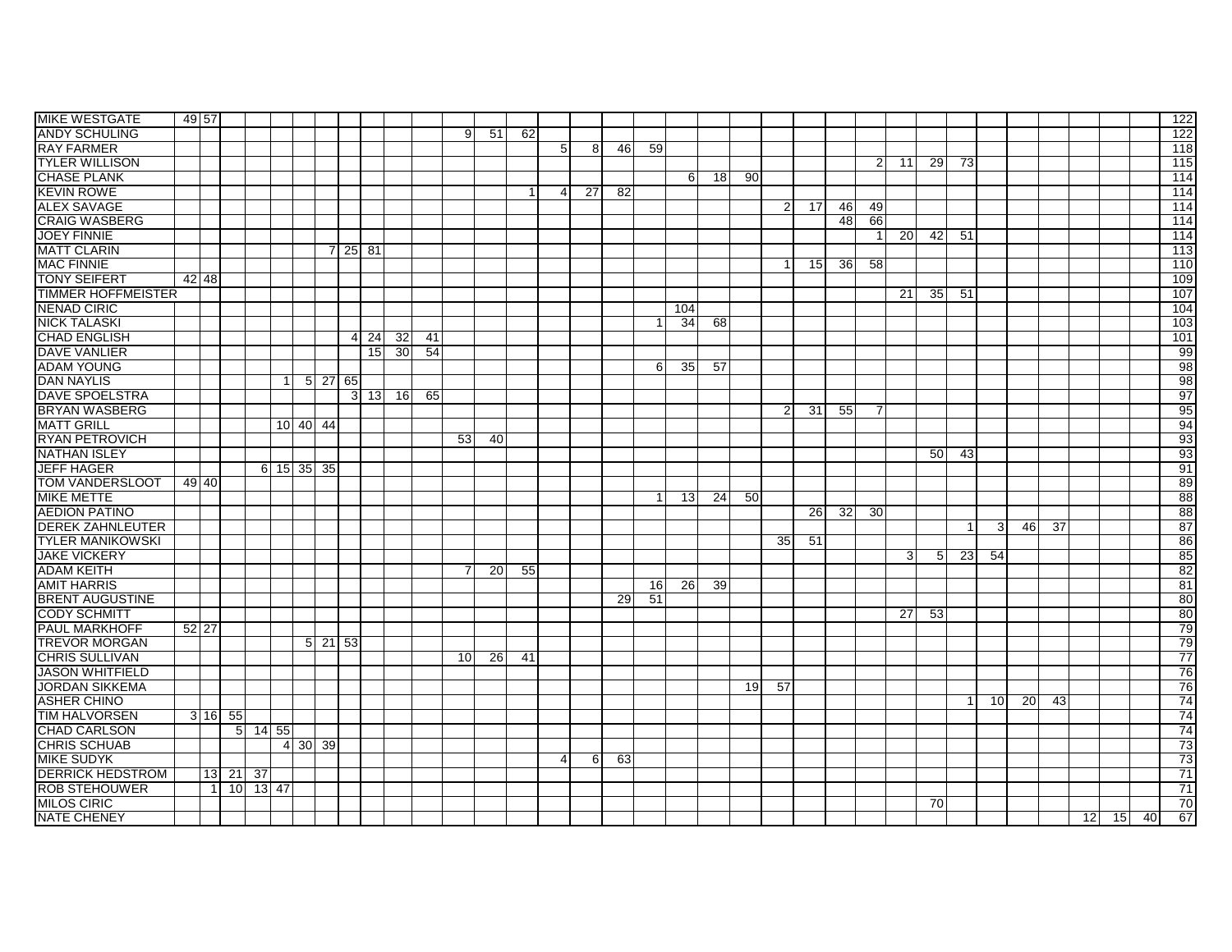| | | | | | | | | | | | | | | | | | | | | | | | | | | | | | | | | | | | |
|---|---|---|---|---|---|---|---|---|---|---|---|---|---|---|---|---|---|---|---|---|---|---|---|---|---|---|---|---|---|---|---|---|---|---|---|
| MIKE WESTGATE | 49 | 57 | | | | | | | | | | | | | | | | | | | | | | | | | | | | | | | | | 122 |
| ANDY SCHULING | | | | | | | | | | | | | 9 | 51 | 62 | | | | | | | | | | | | | | | | | | | | 122 |
| RAY FARMER | | | | | | | | | | | | | | | | 5 | 8 | 46 | 59 | | | | | | | | | | | | | | | | 118 |
| TYLER WILLISON | | | | | | | | | | | | | | | | | | | | | | | | | | 2 | 11 | 29 | 73 | | | | | | | 115 |
| CHASE PLANK | | | | | | | | | | | | | | | | | | | | 6 | 18 | 90 | | | | | | | | | | | | | | 114 |
| KEVIN ROWE | | | | | | | | | | | | | | | 1 | 4 | 27 | 82 | | | | | | | | | | | | | | | | | | 114 |
| ALEX SAVAGE | | | | | | | | | | | | | | | | | | | | | | | 2 | 17 | 46 | 49 | | | | | | | | | | 114 |
| CRAIG WASBERG | | | | | | | | | | | | | | | | | | | | | | | | | 48 | 66 | | | | | | | | | | 114 |
| JOEY FINNIE | | | | | | | | | | | | | | | | | | | | | | | | | | 1 | 20 | 42 | 51 | | | | | | | 114 |
| MATT CLARIN | | | | | | | | 7 | 25 | 81 | | | | | | | | | | | | | | | | | | | | | | | | | | 113 |
| MAC FINNIE | | | | | | | | | | | | | | | | | | | | | | | 1 | 15 | 36 | 58 | | | | | | | | | | 110 |
| TONY SEIFERT | 42 | 48 | | | | | | | | | | | | | | | | | | | | | | | | | | | | | | | | | | 109 |
| TIMMER HOFFMEISTER | | | | | | | | | | | | | | | | | | | | | | | | | | | 21 | 35 | 51 | | | | | | | 107 |
| NENAD CIRIC | | | | | | | | | | | | | | | | | | | | 104 | | | | | | | | | | | | | | | | 104 |
| NICK TALASKI | | | | | | | | | | | | | | | | | | | 1 | 34 | 68 | | | | | | | | | | | | | | | 103 |
| CHAD ENGLISH | | | | | | | | | 4 | 24 | 32 | 41 | | | | | | | | | | | | | | | | | | | | | | | | 101 |
| DAVE VANLIER | | | | | | | | | | 15 | 30 | 54 | | | | | | | | | | | | | | | | | | | | | | | | 99 |
| ADAM YOUNG | | | | | | | | | | | | | | | | | | | 6 | 35 | 57 | | | | | | | | | | | | | | | 98 |
| DAN NAYLIS | | | | | | 1 | 5 | 27 | 65 | | | | | | | | | | | | | | | | | | | | | | | | | | | 98 |
| DAVE SPOELSTRA | | | | | | | | | 3 | 13 | 16 | 65 | | | | | | | | | | | | | | | | | | | | | | | | 97 |
| BRYAN WASBERG | | | | | | | | | | | | | | | | | | | | | | | 2 | 31 | 55 | 7 | | | | | | | | | | 95 |
| MATT GRILL | | | | | | 10 | 40 | 44 | | | | | | | | | | | | | | | | | | | | | | | | | | | | 94 |
| RYAN PETROVICH | | | | | | | | | | | | | 53 | 40 | | | | | | | | | | | | | | | | | | | | | | 93 |
| NATHAN ISLEY | | | | | | | | | | | | | | | | | | | | | | | | | | | | 50 | 43 | | | | | | | 93 |
| JEFF HAGER | | | | | 6 | 15 | 35 | 35 | | | | | | | | | | | | | | | | | | | | | | | | | | | | 91 |
| TOM VANDERSLOOT | 49 | 40 | | | | | | | | | | | | | | | | | | | | | | | | | | | | | | | | | | 89 |
| MIKE METTE | | | | | | | | | | | | | | | | | | | 1 | 13 | 24 | 50 | | | | | | | | | | | | | | 88 |
| AEDION PATINO | | | | | | | | | | | | | | | | | | | | | | | | 26 | 32 | 30 | | | | | | | | | | 88 |
| DEREK ZAHNLEUTER | | | | | | | | | | | | | | | | | | | | | | | | | | | | | 1 | 3 | 46 | 37 | | | | 87 |
| TYLER MANIKOWSKI | | | | | | | | | | | | | | | | | | | | | | | 35 | 51 | | | | | | | | | | | | 86 |
| JAKE VICKERY | | | | | | | | | | | | | | | | | | | | | | | | | | | 3 | 5 | 23 | 54 | | | | | | 85 |
| ADAM KEITH | | | | | | | | | | | | | 7 | 20 | 55 | | | | | | | | | | | | | | | | | | | | | 82 |
| AMIT HARRIS | | | | | | | | | | | | | | | | | | | 16 | 26 | 39 | | | | | | | | | | | | | | | 81 |
| BRENT AUGUSTINE | | | | | | | | | | | | | | | | | | 29 | 51 | | | | | | | | | | | | | | | | | 80 |
| CODY SCHMITT | | | | | | | | | | | | | | | | | | | | | | | | | | | 27 | 53 | | | | | | | | 80 |
| PAUL MARKHOFF | 52 | 27 | | | | | | | | | | | | | | | | | | | | | | | | | | | | | | | | | | 79 |
| TREVOR MORGAN | | | | | | | 5 | 21 | 53 | | | | | | | | | | | | | | | | | | | | | | | | | | | 79 |
| CHRIS SULLIVAN | | | | | | | | | | | | | 10 | 26 | 41 | | | | | | | | | | | | | | | | | | | | | 77 |
| JASON WHITFIELD | | | | | | | | | | | | | | | | | | | | | | | | | | | | | | | | | | | | 76 |
| JORDAN SIKKEMA | | | | | | | | | | | | | | | | | | | | | | 19 | 57 | | | | | | | | | | | | | 76 |
| ASHER CHINO | | | | | | | | | | | | | | | | | | | | | | | | | | | | | 1 | 10 | 20 | 43 | | | | 74 |
| TIM HALVORSEN | 3 | 16 | 55 | | | | | | | | | | | | | | | | | | | | | | | | | | | | | | | | | 74 |
| CHAD CARLSON | | | 5 | 14 | 55 | | | | | | | | | | | | | | | | | | | | | | | | | | | | | | | 74 |
| CHRIS SCHUAB | | | | | | 4 | 30 | 39 | | | | | | | | | | | | | | | | | | | | | | | | | | | | 73 |
| MIKE SUDYK | | | | | | | | | | | | | | | | 4 | 6 | 63 | | | | | | | | | | | | | | | | | | 73 |
| DERRICK HEDSTROM | | 13 | 21 | 37 | | | | | | | | | | | | | | | | | | | | | | | | | | | | | | | | 71 |
| ROB STEHOUWER | | 1 | 10 | 13 | 47 | | | | | | | | | | | | | | | | | | | | | | | | | | | | | | | 71 |
| MILOS CIRIC | | | | | | | | | | | | | | | | | | | | | | | | | | | | 70 | | | | | | | | 70 |
| NATE CHENEY | | | | | | | | | | | | | | | | | | | | | | | | | | | | | | | | | 12 | 15 | 40 | 67 |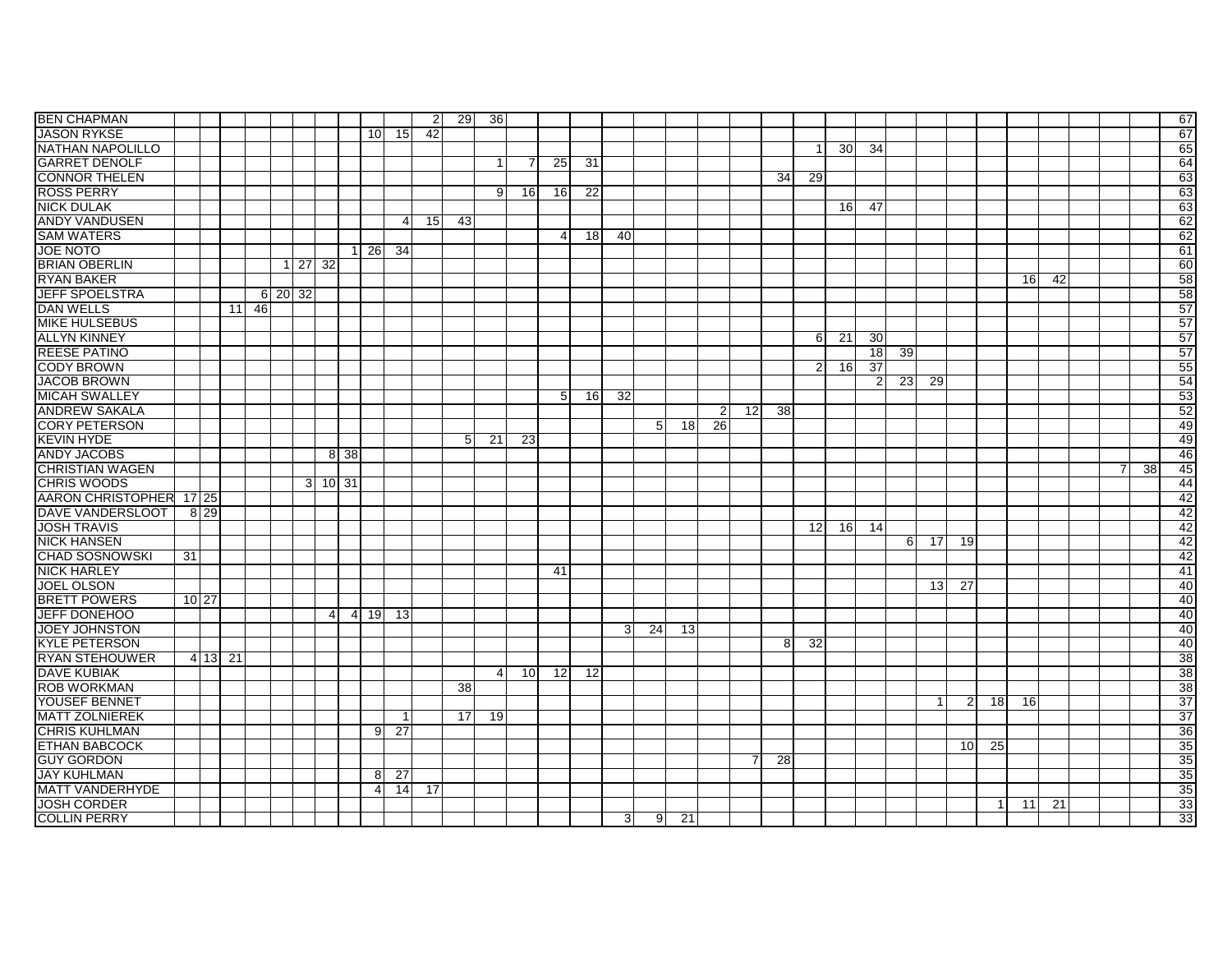| | | | | | | | | | | | | | | | | | | | | | | | | | | | | | | | | | | | |
|---|---|---|---|---|---|---|---|---|---|---|---|---|---|---|---|---|---|---|---|---|---|---|---|---|---|---|---|---|---|---|---|---|---|---|---|
| BEN CHAPMAN | | | | | | | | | | | 2 | 29 | 36 | | | | | | | | | | | | | | | | | | | | | | 67 |
| JASON RYKSE | | | | | | | | | 10 | 15 | 42 | | | | | | | | | | | | | | | | | | | | | | | | 67 |
| NATHAN NAPOLILLO | | | | | | | | | | | | | | | | | | | | | | | 1 | 30 | 34 | | | | | | | | | | 65 |
| GARRET DENOLF | | | | | | | | | | | | | 1 | 7 | 25 | 31 | | | | | | | | | | | | | | | | | | | 64 |
| CONNOR THELEN | | | | | | | | | | | | | | | | | | | | | | 34 | 29 | | | | | | | | | | | | 63 |
| ROSS PERRY | | | | | | | | | | | | | 9 | 16 | 16 | 22 | | | | | | | | | | | | | | | | | | | 63 |
| NICK DULAK | | | | | | | | | | | | | | | | | | | | | | | | 16 | 47 | | | | | | | | | | 63 |
| ANDY VANDUSEN | | | | | | | | | | 4 | 15 | 43 | | | | | | | | | | | | | | | | | | | | | | | 62 |
| SAM WATERS | | | | | | | | | | | | | | | 4 | 18 | 40 | | | | | | | | | | | | | | | | | | 62 |
| JOE NOTO | | | | | | | | 1 | 26 | 34 | | | | | | | | | | | | | | | | | | | | | | | | | 61 |
| BRIAN OBERLIN | | | | | 1 | 27 | 32 | | | | | | | | | | | | | | | | | | | | | | | | | | | | 60 |
| RYAN BAKER | | | | | | | | | | | | | | | | | | | | | | | | | | | | | | 16 | 42 | | | | 58 |
| JEFF SPOELSTRA | | | | 6 | 20 | 32 | | | | | | | | | | | | | | | | | | | | | | | | | | | | | 58 |
| DAN WELLS | | | 11 | 46 | | | | | | | | | | | | | | | | | | | | | | | | | | | | | | | 57 |
| MIKE HULSEBUS | | | | | | | | | | | | | | | | | | | | | | | | | | | | | | | | | | | 57 |
| ALLYN KINNEY | | | | | | | | | | | | | | | | | | | | | | | 6 | 21 | 30 | | | | | | | | | | 57 |
| REESE PATINO | | | | | | | | | | | | | | | | | | | | | | | | | 18 | 39 | | | | | | | | | 57 |
| CODY BROWN | | | | | | | | | | | | | | | | | | | | | | | 2 | 16 | 37 | | | | | | | | | | 55 |
| JACOB BROWN | | | | | | | | | | | | | | | | | | | | | | | | | 2 | 23 | 29 | | | | | | | | 54 |
| MICAH SWALLEY | | | | | | | | | | | | | | | 5 | 16 | 32 | | | | | | | | | | | | | | | | | | 53 |
| ANDREW SAKALA | | | | | | | | | | | | | | | | | | | | 2 | 12 | 38 | | | | | | | | | | | | | 52 |
| CORY PETERSON | | | | | | | | | | | | | | | | | | 5 | 18 | 26 | | | | | | | | | | | | | | | 49 |
| KEVIN HYDE | | | | | | | | | | | | 5 | 21 | 23 | | | | | | | | | | | | | | | | | | | | | 49 |
| ANDY JACOBS | | | | | | | 8 | 38 | | | | | | | | | | | | | | | | | | | | | | | | | | | 46 |
| CHRISTIAN WAGEN | | | | | | | | | | | | | | | | | | | | | | | | | | | | | | | | | 7 | 38 | 45 |
| CHRIS WOODS | | | | | | 3 | 10 | 31 | | | | | | | | | | | | | | | | | | | | | | | | | | | 44 |
| AARON CHRISTOPHER | 17 | 25 | | | | | | | | | | | | | | | | | | | | | | | | | | | | | | | | | 42 |
| DAVE VANDERSLOOT | 8 | 29 | | | | | | | | | | | | | | | | | | | | | | | | | | | | | | | | | 42 |
| JOSH TRAVIS | | | | | | | | | | | | | | | | | | | | | | | 12 | 16 | 14 | | | | | | | | | | 42 |
| NICK HANSEN | | | | | | | | | | | | | | | | | | | | | | | | | | 6 | 17 | 19 | | | | | | | 42 |
| CHAD SOSNOWSKI | 31 | | | | | | | | | | | | | | | | | | | | | | | | | | | | | | | | | | 42 |
| NICK HARLEY | | | | | | | | | | | | | | | 41 | | | | | | | | | | | | | | | | | | | | 41 |
| JOEL OLSON | | | | | | | | | | | | | | | | | | | | | | | | | | | 13 | 27 | | | | | | | 40 |
| BRETT POWERS | 10 | 27 | | | | | | | | | | | | | | | | | | | | | | | | | | | | | | | | | 40 |
| JEFF DONEHOO | | | | | | | 4 | 4 | 19 | 13 | | | | | | | | | | | | | | | | | | | | | | | | | 40 |
| JOEY JOHNSTON | | | | | | | | | | | | | | | | | 3 | 24 | 13 | | | | | | | | | | | | | | | | 40 |
| KYLE PETERSON | | | | | | | | | | | | | | | | | | | | | | 8 | 32 | | | | | | | | | | | | 40 |
| RYAN STEHOUWER | 4 | 13 | 21 | | | | | | | | | | | | | | | | | | | | | | | | | | | | | | | | 38 |
| DAVE KUBIAK | | | | | | | | | | | | | 4 | 10 | 12 | 12 | | | | | | | | | | | | | | | | | | | 38 |
| ROB WORKMAN | | | | | | | | | | | | 38 | | | | | | | | | | | | | | | | | | | | | | | 38 |
| YOUSEF BENNET | | | | | | | | | | | | | | | | | | | | | | | | | | | 1 | 2 | 18 | 16 | | | | | 37 |
| MATT ZOLNIEREK | | | | | | | | | | 1 | | 17 | 19 | | | | | | | | | | | | | | | | | | | | | | 37 |
| CHRIS KUHLMAN | | | | | | | | | 9 | 27 | | | | | | | | | | | | | | | | | | | | | | | | | 36 |
| ETHAN BABCOCK | | | | | | | | | | | | | | | | | | | | | | | | | | | | 10 | 25 | | | | | | 35 |
| GUY GORDON | | | | | | | | | | | | | | | | | | | | | 7 | 28 | | | | | | | | | | | | | 35 |
| JAY KUHLMAN | | | | | | | | | 8 | 27 | | | | | | | | | | | | | | | | | | | | | | | | | 35 |
| MATT VANDERHYDE | | | | | | | | | 4 | 14 | 17 | | | | | | | | | | | | | | | | | | | | | | | | 35 |
| JOSH CORDER | | | | | | | | | | | | | | | | | | | | | | | | | | | | | 1 | 11 | 21 | | | | 33 |
| COLLIN PERRY | | | | | | | | | | | | | | | | | 3 | 9 | 21 | | | | | | | | | | | | | | | | 33 |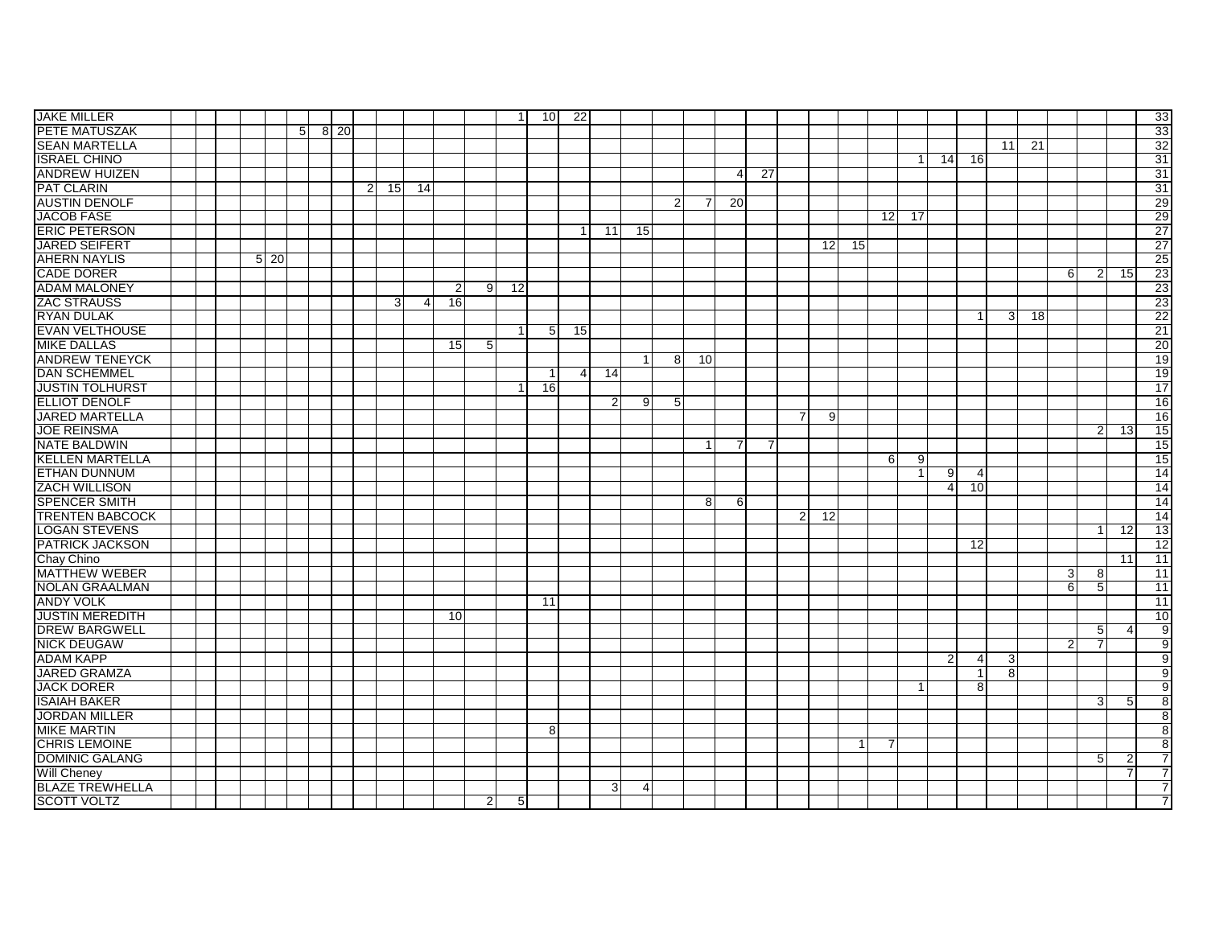| | | | | | | | | | | | | | | | | | | | | | | | | | | | | | | | | | | | |
|---|---|---|---|---|---|---|---|---|---|---|---|---|---|---|---|---|---|---|---|---|---|---|---|---|---|---|---|---|---|---|---|---|---|---|---|
| JAKE MILLER | | | | | | | | | | | | | | 1 | 10 | 22 | | | | | | | | | | | | | | | | | | | 33 |
| PETE MATUSZAK | | | | | | 5 | 8 | 20 | | | | | | | | | | | | | | | | | | | | | | | | | | | 33 |
| SEAN MARTELLA | | | | | | | | | | | | | | | | | | | | | | | | | | | | | | 11 | 21 | | | | 32 |
| ISRAEL CHINO | | | | | | | | | | | | | | | | | | | | | | | | | | | 1 | 14 | 16 | | | | | | 31 |
| ANDREW HUIZEN | | | | | | | | | | | | | | | | | | | | | 4 | 27 | | | | | | | | | | | | | 31 |
| PAT CLARIN | | | | | | | | | 2 | 15 | 14 | | | | | | | | | | | | | | | | | | | | | | | | 31 |
| AUSTIN DENOLF | | | | | | | | | | | | | | | | | | | 2 | 7 | 20 | | | | | | | | | | | | | | 29 |
| JACOB FASE | | | | | | | | | | | | | | | | | | | | | | | | | | 12 | 17 | | | | | | | | 29 |
| ERIC PETERSON | | | | | | | | | | | | | | | | 1 | 11 | 15 | | | | | | | | | | | | | | | | | 27 |
| JARED SEIFERT | | | | | | | | | | | | | | | | | | | | | | | | 12 | 15 | | | | | | | | | | 27 |
| AHERN NAYLIS | | | | 5 | 20 | | | | | | | | | | | | | | | | | | | | | | | | | | | | | | 25 |
| CADE DORER | | | | | | | | | | | | | | | | | | | | | | | | | | | | | | | | 6 | 2 | 15 | 23 |
| ADAM MALONEY | | | | | | | | | | | | 2 | 9 | 12 | | | | | | | | | | | | | | | | | | | | | 23 |
| ZAC STRAUSS | | | | | | | | | | 3 | 4 | 16 | | | | | | | | | | | | | | | | | | | | | | | 23 |
| RYAN DULAK | | | | | | | | | | | | | | | | | | | | | | | | | | | | | 1 | 3 | 18 | | | | 22 |
| EVAN VELTHOUSE | | | | | | | | | | | | | | 1 | 5 | 15 | | | | | | | | | | | | | | | | | | | 21 |
| MIKE DALLAS | | | | | | | | | | | | 15 | 5 | | | | | | | | | | | | | | | | | | | | | | 20 |
| ANDREW TENEYCK | | | | | | | | | | | | | | | | | | 1 | 8 | 10 | | | | | | | | | | | | | | | 19 |
| DAN SCHEMMEL | | | | | | | | | | | | | | | 1 | 4 | 14 | | | | | | | | | | | | | | | | | | 19 |
| JUSTIN TOLHURST | | | | | | | | | | | | | | 1 | 16 | | | | | | | | | | | | | | | | | | | | 17 |
| ELLIOT DENOLF | | | | | | | | | | | | | | | | | 2 | 9 | 5 | | | | | | | | | | | | | | | | 16 |
| JARED MARTELLA | | | | | | | | | | | | | | | | | | | | | | | 7 | 9 | | | | | | | | | | | 16 |
| JOE REINSMA | | | | | | | | | | | | | | | | | | | | | | | | | | | | | | | | | 2 | 13 | 15 |
| NATE BALDWIN | | | | | | | | | | | | | | | | | | | | 1 | 7 | 7 | | | | | | | | | | | | | 15 |
| KELLEN MARTELLA | | | | | | | | | | | | | | | | | | | | | | | | | | 6 | 9 | | | | | | | | 15 |
| ETHAN DUNNUM | | | | | | | | | | | | | | | | | | | | | | | | | | | 1 | 9 | 4 | | | | | | 14 |
| ZACH WILLISON | | | | | | | | | | | | | | | | | | | | | | | | | | | | 4 | 10 | | | | | | 14 |
| SPENCER SMITH | | | | | | | | | | | | | | | | | | | | 8 | 6 | | | | | | | | | | | | | | 14 |
| TRENTEN BABCOCK | | | | | | | | | | | | | | | | | | | | | | | 2 | 12 | | | | | | | | | | | 14 |
| LOGAN STEVENS | | | | | | | | | | | | | | | | | | | | | | | | | | | | | | | | | 1 | 12 | 13 |
| PATRICK JACKSON | | | | | | | | | | | | | | | | | | | | | | | | | | | | | 12 | | | | | | 12 |
| Chay Chino | | | | | | | | | | | | | | | | | | | | | | | | | | | | | | | | | | 11 | 11 |
| MATTHEW WEBER | | | | | | | | | | | | | | | | | | | | | | | | | | | | | | | | 3 | 8 | | 11 |
| NOLAN GRAALMAN | | | | | | | | | | | | | | | | | | | | | | | | | | | | | | | | 6 | 5 | | 11 |
| ANDY VOLK | | | | | | | | | | | | | | | 11 | | | | | | | | | | | | | | | | | | | | 11 |
| JUSTIN MEREDITH | | | | | | | | | | | | 10 | | | | | | | | | | | | | | | | | | | | | | | 10 |
| DREW BARGWELL | | | | | | | | | | | | | | | | | | | | | | | | | | | | | | | | | 5 | 4 | 9 |
| NICK DEUGAW | | | | | | | | | | | | | | | | | | | | | | | | | | | | | | | | 2 | 7 | | 9 |
| ADAM KAPP | | | | | | | | | | | | | | | | | | | | | | | | | | | | 2 | 4 | 3 | | | | | 9 |
| JARED GRAMZA | | | | | | | | | | | | | | | | | | | | | | | | | | | | | 1 | 8 | | | | | 9 |
| JACK DORER | | | | | | | | | | | | | | | | | | | | | | | | | | | 1 | | 8 | | | | | | 9 |
| ISAIAH BAKER | | | | | | | | | | | | | | | | | | | | | | | | | | | | | | | | | 3 | 5 | 8 |
| JORDAN MILLER | | | | | | | | | | | | | | | | | | | | | | | | | | | | | | | | | | | 8 |
| MIKE MARTIN | | | | | | | | | | | | | | | 8 | | | | | | | | | | | | | | | | | | | | 8 |
| CHRIS LEMOINE | | | | | | | | | | | | | | | | | | | | | | | | | 1 | 7 | | | | | | | | | 8 |
| DOMINIC GALANG | | | | | | | | | | | | | | | | | | | | | | | | | | | | | | | | | 5 | 2 | 7 |
| Will Cheney | | | | | | | | | | | | | | | | | | | | | | | | | | | | | | | | | | 7 | 7 |
| BLAZE TREWHELLA | | | | | | | | | | | | | | | | | 3 | 4 | | | | | | | | | | | | | | | | | 7 |
| SCOTT VOLTZ | | | | | | | | | | | | | 2 | 5 | | | | | | | | | | | | | | | | | | | | | 7 |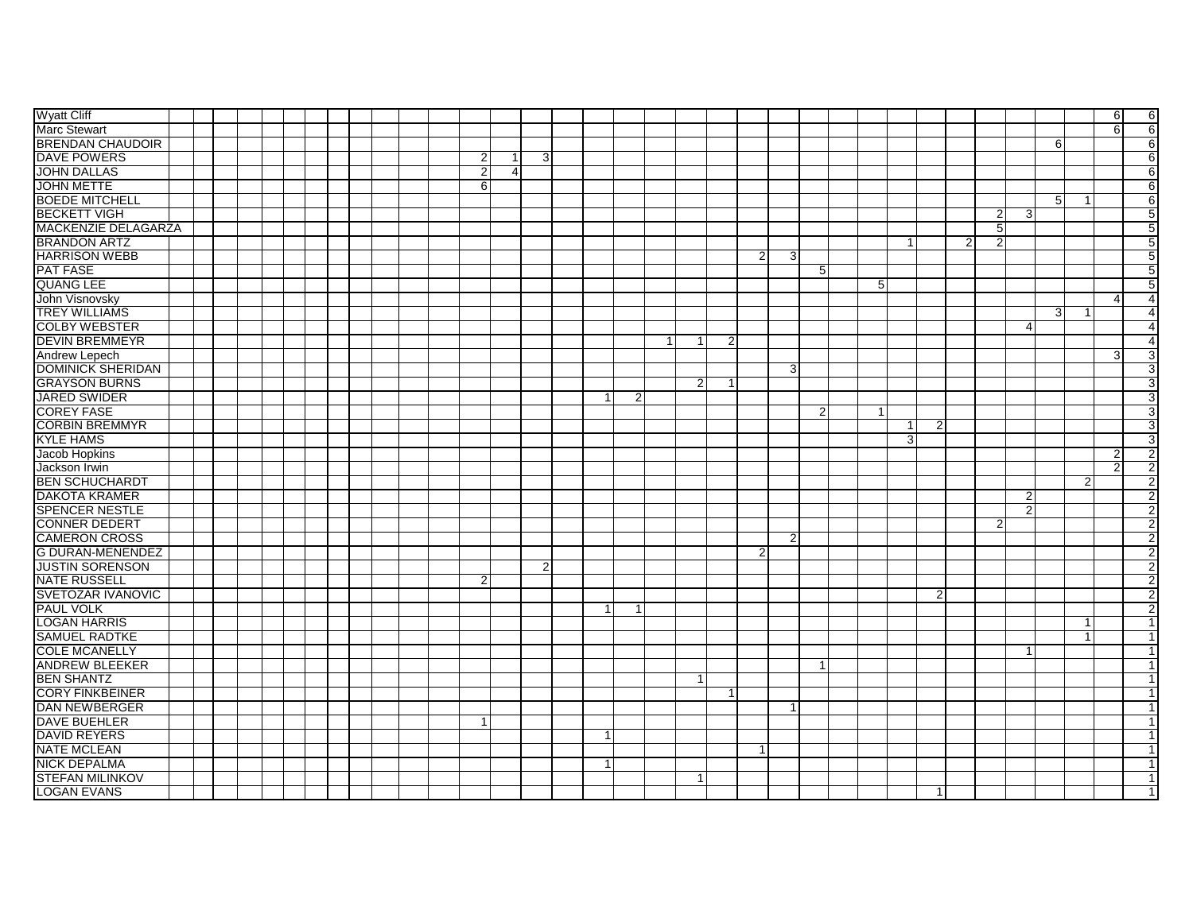| | | | | | | | | | | | | | | | | | | | | | | | | | | | | | | | | | | | |
|---|---|---|---|---|---|---|---|---|---|---|---|---|---|---|---|---|---|---|---|---|---|---|---|---|---|---|---|---|---|---|---|---|---|---|---|
| Wyatt Cliff | | | | | | | | | | | | | | | | | | | | | | | | | | | | | | | | | | 6 | 6 |
| Marc Stewart | | | | | | | | | | | | | | | | | | | | | | | | | | | | | | | | | | 6 | 6 |
| BRENDAN CHAUDOIR | | | | | | | | | | | | | | | | | | | | | | | | | | | | | | | | 6 | | | 6 |
| DAVE POWERS | | | | | | | | | | | | | 2 | 1 | 3 | | | | | | | | | | | | | | | | | | | | 6 |
| JOHN DALLAS | | | | | | | | | | | | | 2 | 4 | | | | | | | | | | | | | | | | | | | | | 6 |
| JOHN METTE | | | | | | | | | | | | | 6 | | | | | | | | | | | | | | | | | | | | | | 6 |
| BOEDE MITCHELL | | | | | | | | | | | | | | | | | | | | | | | | | | | | | | | | 5 | 1 | | 6 |
| BECKETT VIGH | | | | | | | | | | | | | | | | | | | | | | | | | | | | | | 2 | 3 | | | | 5 |
| MACKENZIE DELAGARZA | | | | | | | | | | | | | | | | | | | | | | | | | | | | | | 5 | | | | | 5 |
| BRANDON ARTZ | | | | | | | | | | | | | | | | | | | | | | | | | | | 1 | | 2 | 2 | | | | | 5 |
| HARRISON WEBB | | | | | | | | | | | | | | | | | | | | | | 2 | 3 | | | | | | | | | | | | 5 |
| PAT FASE | | | | | | | | | | | | | | | | | | | | | | | | 5 | | | | | | | | | | | 5 |
| QUANG LEE | | | | | | | | | | | | | | | | | | | | | | | | | | 5 | | | | | | | | | 5 |
| John Visnovsky | | | | | | | | | | | | | | | | | | | | | | | | | | | | | | | | | | 4 | 4 |
| TREY WILLIAMS | | | | | | | | | | | | | | | | | | | | | | | | | | | | | | | | 3 | 1 | | 4 |
| COLBY WEBSTER | | | | | | | | | | | | | | | | | | | | | | | | | | | | | | | 4 | | | | 4 |
| DEVIN BREMMEYR | | | | | | | | | | | | | | | | | | | 1 | 1 | 2 | | | | | | | | | | | | | | 4 |
| Andrew Lepech | | | | | | | | | | | | | | | | | | | | | | | | | | | | | | | | | | 3 | 3 |
| DOMINICK SHERIDAN | | | | | | | | | | | | | | | | | | | | | | | 3 | | | | | | | | | | | | 3 |
| GRAYSON BURNS | | | | | | | | | | | | | | | | | | | | 2 | 1 | | | | | | | | | | | | | | 3 |
| JARED SWIDER | | | | | | | | | | | | | | | | | 1 | 2 | | | | | | | | | | | | | | | | | 3 |
| COREY FASE | | | | | | | | | | | | | | | | | | | | | | | | 2 | | 1 | | | | | | | | | 3 |
| CORBIN BREMMYR | | | | | | | | | | | | | | | | | | | | | | | | | | | 1 | 2 | | | | | | | 3 |
| KYLE HAMS | | | | | | | | | | | | | | | | | | | | | | | | | | | 3 | | | | | | | | 3 |
| Jacob Hopkins | | | | | | | | | | | | | | | | | | | | | | | | | | | | | | | | | | 2 | 2 |
| Jackson Irwin | | | | | | | | | | | | | | | | | | | | | | | | | | | | | | | | | | 2 | 2 |
| BEN SCHUCHARDT | | | | | | | | | | | | | | | | | | | | | | | | | | | | | | | | | 2 | | 2 |
| DAKOTA KRAMER | | | | | | | | | | | | | | | | | | | | | | | | | | | | | | | 2 | | | | 2 |
| SPENCER NESTLE | | | | | | | | | | | | | | | | | | | | | | | | | | | | | | | 2 | | | | 2 |
| CONNER DEDERT | | | | | | | | | | | | | | | | | | | | | | | | | | | | | | 2 | | | | | 2 |
| CAMERON CROSS | | | | | | | | | | | | | | | | | | | | | | | 2 | | | | | | | | | | | | 2 |
| G DURAN-MENENDEZ | | | | | | | | | | | | | | | | | | | | | | 2 | | | | | | | | | | | | | 2 |
| JUSTIN SORENSON | | | | | | | | | | | | | | | 2 | | | | | | | | | | | | | | | | | | | | 2 |
| NATE RUSSELL | | | | | | | | | | | | | 2 | | | | | | | | | | | | | | | | | | | | | | 2 |
| SVETOZAR IVANOVIC | | | | | | | | | | | | | | | | | | | | | | | | | | | | 2 | | | | | | | 2 |
| PAUL VOLK | | | | | | | | | | | | | | | | | 1 | 1 | | | | | | | | | | | | | | | | | 2 |
| LOGAN HARRIS | | | | | | | | | | | | | | | | | | | | | | | | | | | | | | | | | 1 | | 1 |
| SAMUEL RADTKE | | | | | | | | | | | | | | | | | | | | | | | | | | | | | | | | | 1 | | 1 |
| COLE MCANELLY | | | | | | | | | | | | | | | | | | | | | | | | | | | | | | | 1 | | | | 1 |
| ANDREW BLEEKER | | | | | | | | | | | | | | | | | | | | | | | | 1 | | | | | | | | | | | 1 |
| BEN SHANTZ | | | | | | | | | | | | | | | | | | | | 1 | | | | | | | | | | | | | | | 1 |
| CORY FINKBEINER | | | | | | | | | | | | | | | | | | | | | 1 | | | | | | | | | | | | | | 1 |
| DAN NEWBERGER | | | | | | | | | | | | | | | | | | | | | | | 1 | | | | | | | | | | | | 1 |
| DAVE BUEHLER | | | | | | | | | | | | | 1 | | | | | | | | | | | | | | | | | | | | | | 1 |
| DAVID REYERS | | | | | | | | | | | | | | | | | 1 | | | | | | | | | | | | | | | | | | 1 |
| NATE MCLEAN | | | | | | | | | | | | | | | | | | | | | | 1 | | | | | | | | | | | | | 1 |
| NICK DEPALMA | | | | | | | | | | | | | | | | | 1 | | | | | | | | | | | | | | | | | | 1 |
| STEFAN MILINKOV | | | | | | | | | | | | | | | | | | | | 1 | | | | | | | | | | | | | | | 1 |
| LOGAN EVANS | | | | | | | | | | | | | | | | | | | | | | | | | | | | 1 | | | | | | | 1 |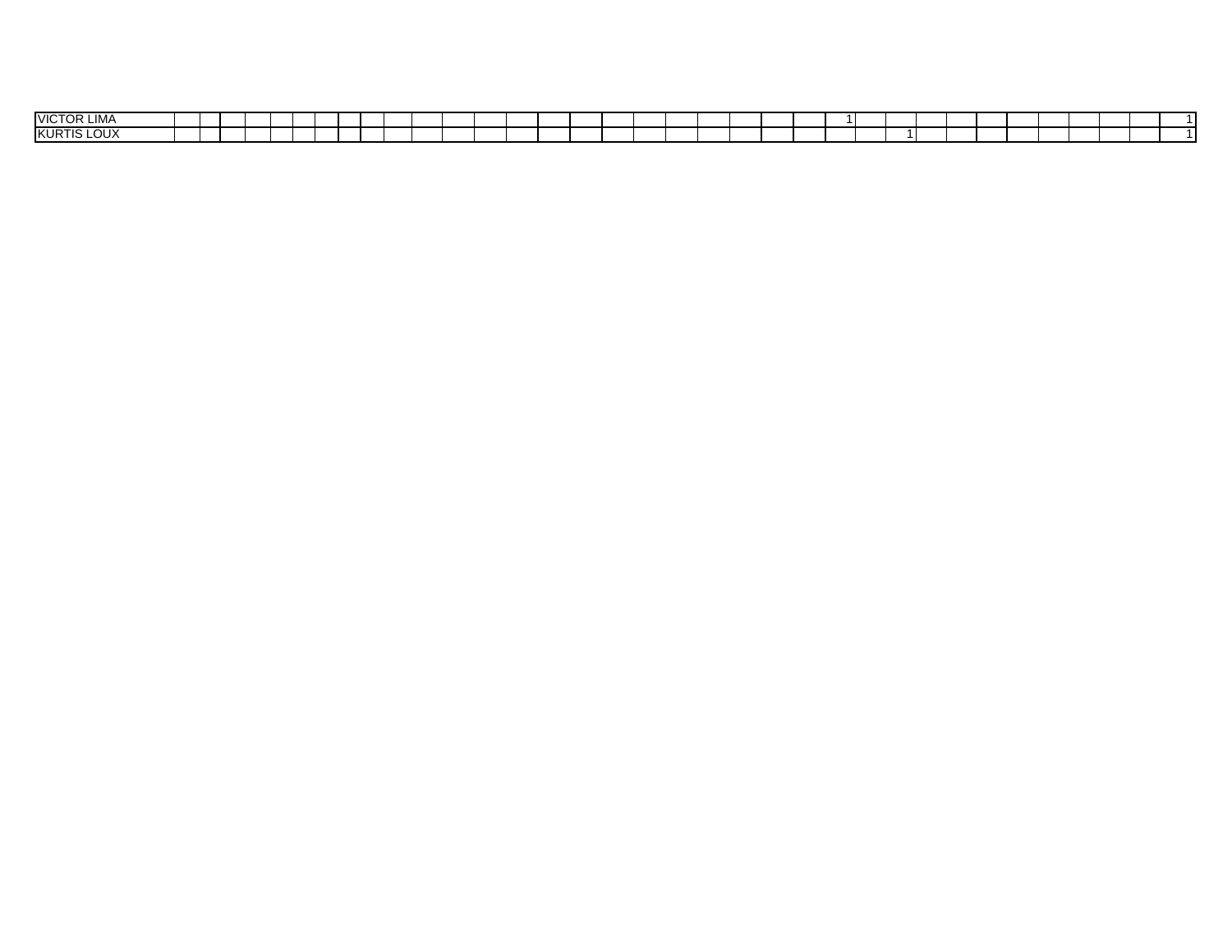| | | | | | | | | | | | | | | | | | | | | | | | | | | | | | | | | | | | |
|---|---|---|---|---|---|---|---|---|---|---|---|---|---|---|---|---|---|---|---|---|---|---|---|---|---|---|---|---|---|---|---|---|---|---|---|
| VICTOR LIMA | | | | | | | | | | | | | | | | | | | | | | | 1 | | | | | | | | | | | | 1 |
| KURTIS LOUX | | | | | | | | | | | | | | | | | | | | | | | | | 1 | | | | | | | | | | 1 |